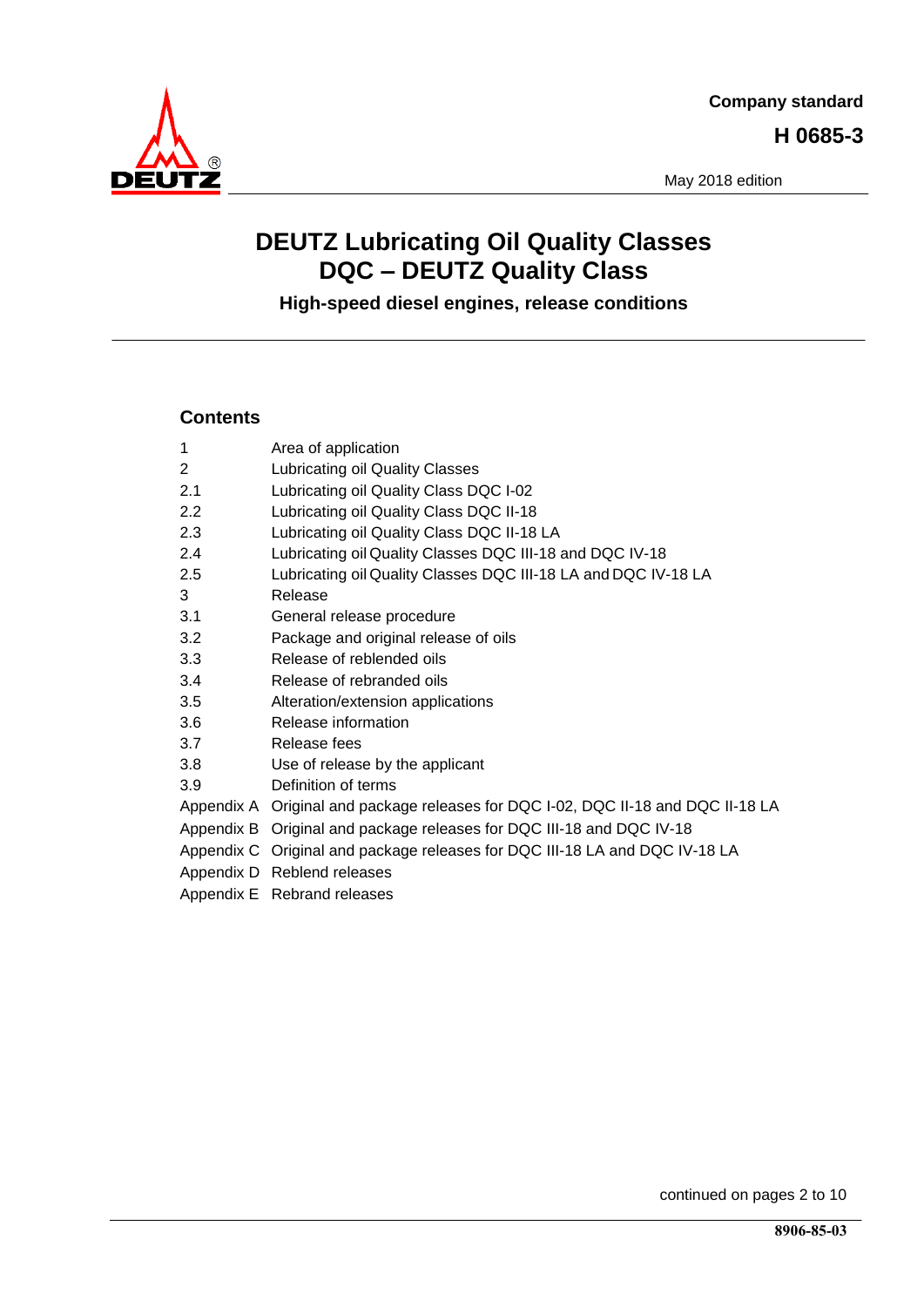**Company standard**

**H 0685-3**

May 2018 edition

# DEUTZ Lubricating Oil Quality Classes DQC – DEUTZ Quality Class

**High-speed diesel engines, release conditions**

## Contents

| | |
|---|---|
| 1 | Area of application |
| 2 | Lubricating oil Quality Classes |
| 2.1 | Lubricating oil Quality Class DQC I-02 |
| 2.2 | Lubricating oil Quality Class DQC II-18 |
| 2.3 | Lubricating oil Quality Class DQC II-18 LA |
| 2.4 | Lubricating oil Quality Classes DQC III-18 and DQC IV-18 |
| 2.5 | Lubricating oil Quality Classes DQC III-18 LA and DQC IV-18 LA |
| 3 | Release |
| 3.1 | General release procedure |
| 3.2 | Package and original release of oils |
| 3.3 | Release of reblended oils |
| 3.4 | Release of rebranded oils |
| 3.5 | Alteration/extension applications |
| 3.6 | Release information |
| 3.7 | Release fees |
| 3.8 | Use of release by the applicant |
| 3.9 | Definition of terms |
| Appendix A | Original and package releases for DQC I-02, DQC II-18 and DQC II-18 LA |
| Appendix B | Original and package releases for DQC III-18 and DQC IV-18 |
| Appendix C | Original and package releases for DQC III-18 LA and DQC IV-18 LA |
| Appendix D | Reblend releases |
| Appendix E | Rebrand releases |

continued on pages 2 to 10

8906-85-03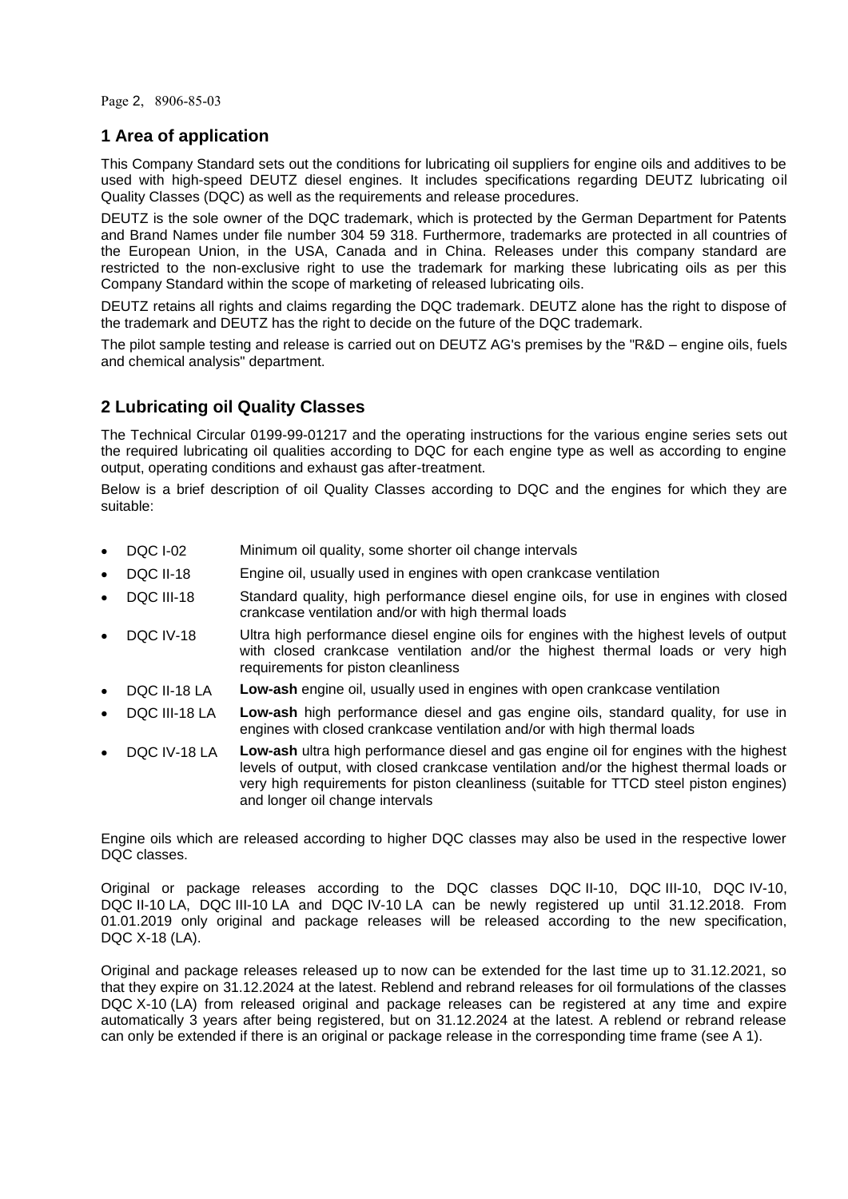## 1 Area of application

This Company Standard sets out the conditions for lubricating oil suppliers for engine oils and additives to be used with high-speed DEUTZ diesel engines. It includes specifications regarding DEUTZ lubricating oil Quality Classes (DQC) as well as the requirements and release procedures.

DEUTZ is the sole owner of the DQC trademark, which is protected by the German Department for Patents and Brand Names under file number 304 59 318. Furthermore, trademarks are protected in all countries of the European Union, in the USA, Canada and in China. Releases under this company standard are restricted to the non-exclusive right to use the trademark for marking these lubricating oils as per this Company Standard within the scope of marketing of released lubricating oils.

DEUTZ retains all rights and claims regarding the DQC trademark. DEUTZ alone has the right to dispose of the trademark and DEUTZ has the right to decide on the future of the DQC trademark.

The pilot sample testing and release is carried out on DEUTZ AG's premises by the "R&D – engine oils, fuels and chemical analysis" department.

## 2 Lubricating oil Quality Classes

The Technical Circular 0199-99-01217 and the operating instructions for the various engine series sets out the required lubricating oil qualities according to DQC for each engine type as well as according to engine output, operating conditions and exhaust gas after-treatment.

Below is a brief description of oil Quality Classes according to DQC and the engines for which they are suitable:

- DQC I-02 Minimum oil quality, some shorter oil change intervals
- DQC II-18 Engine oil, usually used in engines with open crankcase ventilation
- DQC III-18 Standard quality, high performance diesel engine oils, for use in engines with closed crankcase ventilation and/or with high thermal loads
- DQC IV-18 Ultra high performance diesel engine oils for engines with the highest levels of output with closed crankcase ventilation and/or the highest thermal loads or very high requirements for piston cleanliness
- DQC II-18 LA **Low-ash** engine oil, usually used in engines with open crankcase ventilation
- DQC III-18 LA **Low-ash** high performance diesel and gas engine oils, standard quality, for use in engines with closed crankcase ventilation and/or with high thermal loads
- DQC IV-18 LA **Low-ash** ultra high performance diesel and gas engine oil for engines with the highest levels of output, with closed crankcase ventilation and/or the highest thermal loads or very high requirements for piston cleanliness (suitable for TTCD steel piston engines) and longer oil change intervals

Engine oils which are released according to higher DQC classes may also be used in the respective lower DQC classes.

Original or package releases according to the DQC classes DQC II-10, DQC III-10, DQC IV-10, DQC II-10 LA, DQC III-10 LA and DQC IV-10 LA can be newly registered up until 31.12.2018. From 01.01.2019 only original and package releases will be released according to the new specification, DQC X-18 (LA).

Original and package releases released up to now can be extended for the last time up to 31.12.2021, so that they expire on 31.12.2024 at the latest. Reblend and rebrand releases for oil formulations of the classes DQC X-10 (LA) from released original and package releases can be registered at any time and expire automatically 3 years after being registered, but on 31.12.2024 at the latest. A reblend or rebrand release can only be extended if there is an original or package release in the corresponding time frame (see A 1).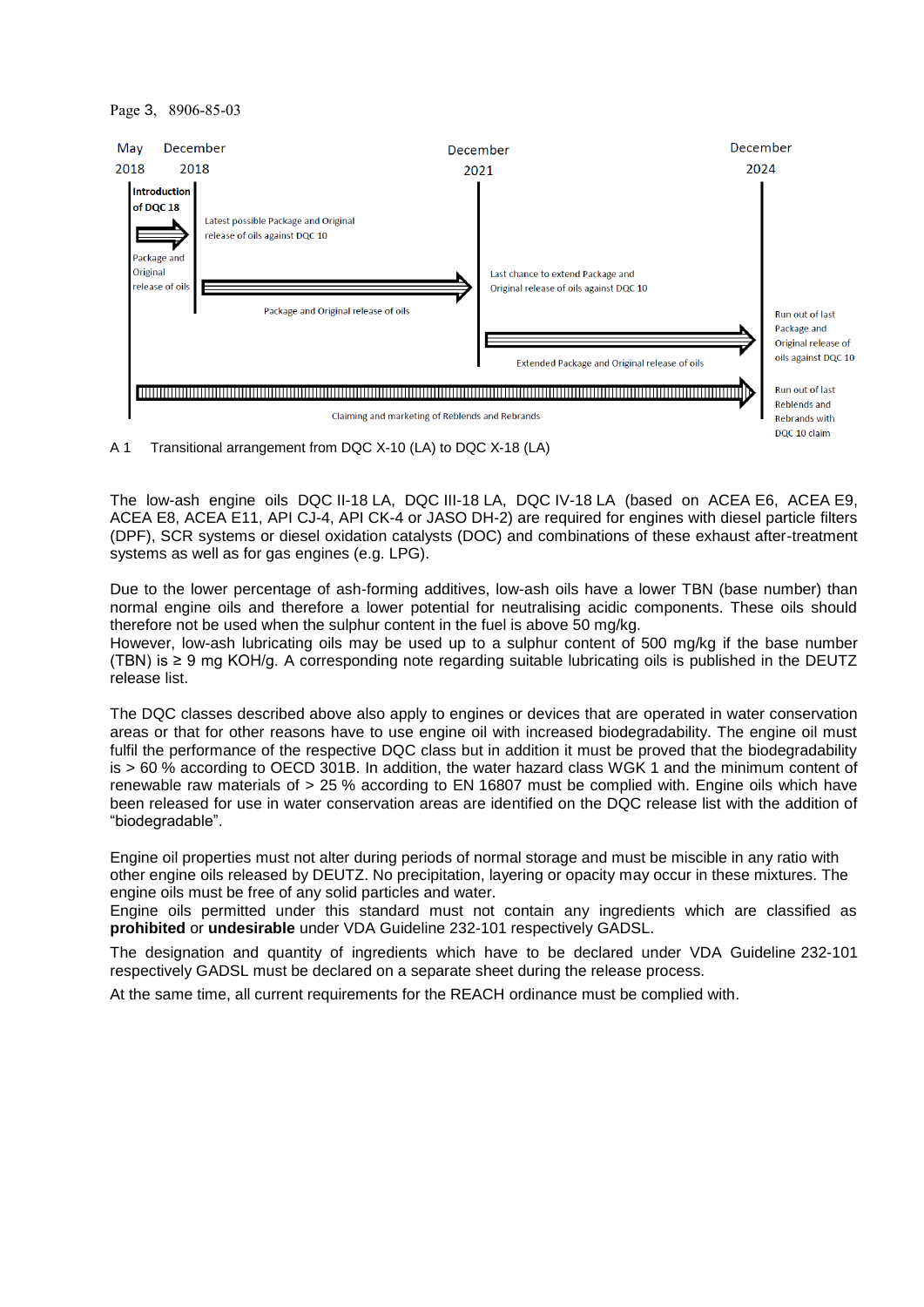May 2018 | December 2018 | December 2021 | December 2024

**Introduction of DQC 18**

Package and Original release of oils

Latest possible Package and Original release of oils against DQC 10

Package and Original release of oils

Last chance to extend Package and Original release of oils against DQC 10

Extended Package and Original release of oils

Run out of last Package and Original release of oils against DQC 10

Claiming and marketing of Reblends and Rebrands

Run out of last Reblends and Rebrands with DQC 10 claim

A 1  Transitional arrangement from DQC X-10 (LA) to DQC X-18 (LA)

The low-ash engine oils DQC II-18 LA, DQC III-18 LA, DQC IV-18 LA (based on ACEA E6, ACEA E9, ACEA E8, ACEA E11, API CJ-4, API CK-4 or JASO DH-2) are required for engines with diesel particle filters (DPF), SCR systems or diesel oxidation catalysts (DOC) and combinations of these exhaust after-treatment systems as well as for gas engines (e.g. LPG).

Due to the lower percentage of ash-forming additives, low-ash oils have a lower TBN (base number) than normal engine oils and therefore a lower potential for neutralising acidic components. These oils should therefore not be used when the sulphur content in the fuel is above 50 mg/kg.
However, low-ash lubricating oils may be used up to a sulphur content of 500 mg/kg if the base number (TBN) is ≥ 9 mg KOH/g. A corresponding note regarding suitable lubricating oils is published in the DEUTZ release list.

The DQC classes described above also apply to engines or devices that are operated in water conservation areas or that for other reasons have to use engine oil with increased biodegradability. The engine oil must fulfil the performance of the respective DQC class but in addition it must be proved that the biodegradability is > 60 % according to OECD 301B. In addition, the water hazard class WGK 1 and the minimum content of renewable raw materials of > 25 % according to EN 16807 must be complied with. Engine oils which have been released for use in water conservation areas are identified on the DQC release list with the addition of “biodegradable”.

Engine oil properties must not alter during periods of normal storage and must be miscible in any ratio with other engine oils released by DEUTZ. No precipitation, layering or opacity may occur in these mixtures. The engine oils must be free of any solid particles and water.
Engine oils permitted under this standard must not contain any ingredients which are classified as **prohibited** or **undesirable** under VDA Guideline 232-101 respectively GADSL.

The designation and quantity of ingredients which have to be declared under VDA Guideline 232-101 respectively GADSL must be declared on a separate sheet during the release process.

At the same time, all current requirements for the REACH ordinance must be complied with.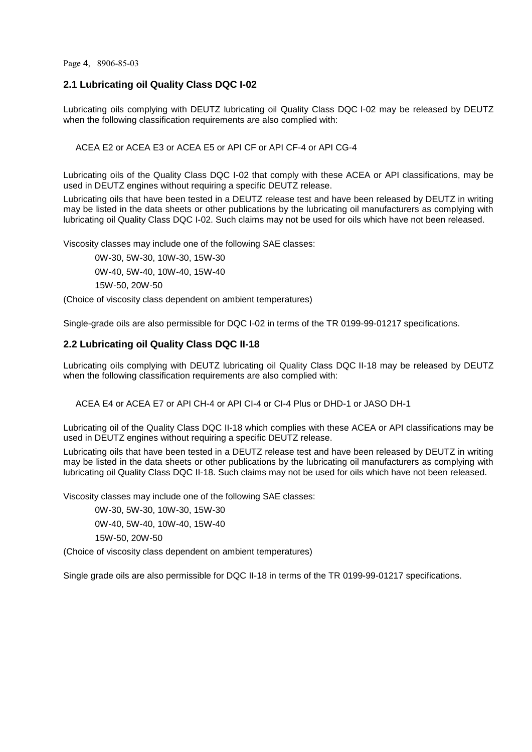## 2.1 Lubricating oil Quality Class DQC I-02

Lubricating oils complying with DEUTZ lubricating oil Quality Class DQC I-02 may be released by DEUTZ when the following classification requirements are also complied with:

ACEA E2 or ACEA E3 or ACEA E5 or API CF or API CF-4 or API CG-4

Lubricating oils of the Quality Class DQC I-02 that comply with these ACEA or API classifications, may be used in DEUTZ engines without requiring a specific DEUTZ release.

Lubricating oils that have been tested in a DEUTZ release test and have been released by DEUTZ in writing may be listed in the data sheets or other publications by the lubricating oil manufacturers as complying with lubricating oil Quality Class DQC I-02. Such claims may not be used for oils which have not been released.

Viscosity classes may include one of the following SAE classes:

0W-30, 5W-30, 10W-30, 15W-30

0W-40, 5W-40, 10W-40, 15W-40

15W-50, 20W-50

(Choice of viscosity class dependent on ambient temperatures)

Single-grade oils are also permissible for DQC I-02 in terms of the TR 0199-99-01217 specifications.

## 2.2 Lubricating oil Quality Class DQC II-18

Lubricating oils complying with DEUTZ lubricating oil Quality Class DQC II-18 may be released by DEUTZ when the following classification requirements are also complied with:

ACEA E4 or ACEA E7 or API CH-4 or API CI-4 or CI-4 Plus or DHD-1 or JASO DH-1

Lubricating oil of the Quality Class DQC II-18 which complies with these ACEA or API classifications may be used in DEUTZ engines without requiring a specific DEUTZ release.

Lubricating oils that have been tested in a DEUTZ release test and have been released by DEUTZ in writing may be listed in the data sheets or other publications by the lubricating oil manufacturers as complying with lubricating oil Quality Class DQC II-18. Such claims may not be used for oils which have not been released.

Viscosity classes may include one of the following SAE classes:

0W-30, 5W-30, 10W-30, 15W-30

0W-40, 5W-40, 10W-40, 15W-40

15W-50, 20W-50

(Choice of viscosity class dependent on ambient temperatures)

Single grade oils are also permissible for DQC II-18 in terms of the TR 0199-99-01217 specifications.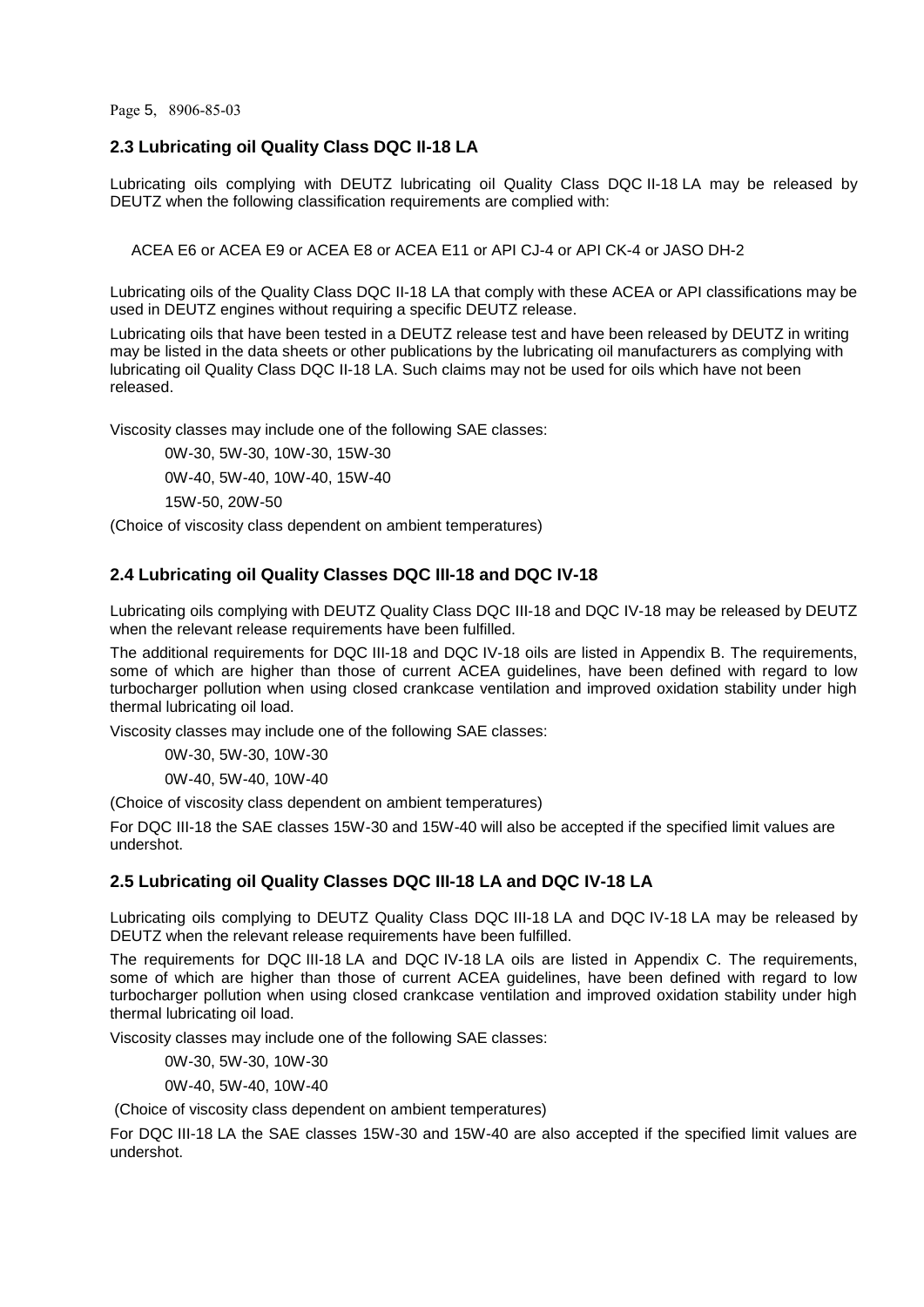## 2.3 Lubricating oil Quality Class DQC II-18 LA

Lubricating oils complying with DEUTZ lubricating oil Quality Class DQC II-18 LA may be released by DEUTZ when the following classification requirements are complied with:

ACEA E6 or ACEA E9 or ACEA E8 or ACEA E11 or API CJ-4 or API CK-4 or JASO DH-2

Lubricating oils of the Quality Class DQC II-18 LA that comply with these ACEA or API classifications may be used in DEUTZ engines without requiring a specific DEUTZ release.

Lubricating oils that have been tested in a DEUTZ release test and have been released by DEUTZ in writing may be listed in the data sheets or other publications by the lubricating oil manufacturers as complying with lubricating oil Quality Class DQC II-18 LA. Such claims may not be used for oils which have not been released.

Viscosity classes may include one of the following SAE classes:

0W-30, 5W-30, 10W-30, 15W-30

0W-40, 5W-40, 10W-40, 15W-40

15W-50, 20W-50

(Choice of viscosity class dependent on ambient temperatures)

## 2.4 Lubricating oil Quality Classes DQC III-18 and DQC IV-18

Lubricating oils complying with DEUTZ Quality Class DQC III-18 and DQC IV-18 may be released by DEUTZ when the relevant release requirements have been fulfilled.

The additional requirements for DQC III-18 and DQC IV-18 oils are listed in Appendix B. The requirements, some of which are higher than those of current ACEA guidelines, have been defined with regard to low turbocharger pollution when using closed crankcase ventilation and improved oxidation stability under high thermal lubricating oil load.

Viscosity classes may include one of the following SAE classes:

0W-30, 5W-30, 10W-30

0W-40, 5W-40, 10W-40

(Choice of viscosity class dependent on ambient temperatures)

For DQC III-18 the SAE classes 15W-30 and 15W-40 will also be accepted if the specified limit values are undershot.

## 2.5 Lubricating oil Quality Classes DQC III-18 LA and DQC IV-18 LA

Lubricating oils complying to DEUTZ Quality Class DQC III-18 LA and DQC IV-18 LA may be released by DEUTZ when the relevant release requirements have been fulfilled.

The requirements for DQC III-18 LA and DQC IV-18 LA oils are listed in Appendix C. The requirements, some of which are higher than those of current ACEA guidelines, have been defined with regard to low turbocharger pollution when using closed crankcase ventilation and improved oxidation stability under high thermal lubricating oil load.

Viscosity classes may include one of the following SAE classes:

0W-30, 5W-30, 10W-30

0W-40, 5W-40, 10W-40

(Choice of viscosity class dependent on ambient temperatures)

For DQC III-18 LA the SAE classes 15W-30 and 15W-40 are also accepted if the specified limit values are undershot.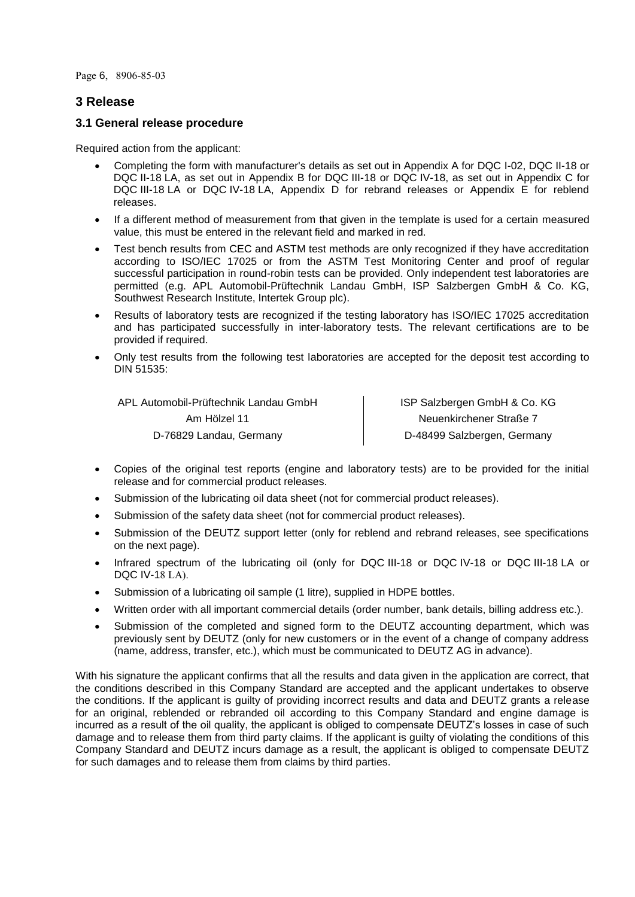# 3 Release

## 3.1 General release procedure

Required action from the applicant:

- Completing the form with manufacturer's details as set out in Appendix A for DQC I-02, DQC II-18 or DQC II-18 LA, as set out in Appendix B for DQC III-18 or DQC IV-18, as set out in Appendix C for DQC III-18 LA or DQC IV-18 LA, Appendix D for rebrand releases or Appendix E for reblend releases.
- If a different method of measurement from that given in the template is used for a certain measured value, this must be entered in the relevant field and marked in red.
- Test bench results from CEC and ASTM test methods are only recognized if they have accreditation according to ISO/IEC 17025 or from the ASTM Test Monitoring Center and proof of regular successful participation in round-robin tests can be provided. Only independent test laboratories are permitted (e.g. APL Automobil-Prüftechnik Landau GmbH, ISP Salzbergen GmbH & Co. KG, Southwest Research Institute, Intertek Group plc).
- Results of laboratory tests are recognized if the testing laboratory has ISO/IEC 17025 accreditation and has participated successfully in inter-laboratory tests. The relevant certifications are to be provided if required.
- Only test results from the following test laboratories are accepted for the deposit test according to DIN 51535:

| APL Automobil-Prüftechnik Landau GmbH | ISP Salzbergen GmbH & Co. KG |
|---|---|
| Am Hölzel 11 | Neuenkirchener Straße 7 |
| D-76829 Landau, Germany | D-48499 Salzbergen, Germany |

- Copies of the original test reports (engine and laboratory tests) are to be provided for the initial release and for commercial product releases.
- Submission of the lubricating oil data sheet (not for commercial product releases).
- Submission of the safety data sheet (not for commercial product releases).
- Submission of the DEUTZ support letter (only for reblend and rebrand releases, see specifications on the next page).
- Infrared spectrum of the lubricating oil (only for DQC III-18 or DQC IV-18 or DQC III-18 LA or DQC IV-18 LA).
- Submission of a lubricating oil sample (1 litre), supplied in HDPE bottles.
- Written order with all important commercial details (order number, bank details, billing address etc.).
- Submission of the completed and signed form to the DEUTZ accounting department, which was previously sent by DEUTZ (only for new customers or in the event of a change of company address (name, address, transfer, etc.), which must be communicated to DEUTZ AG in advance).

With his signature the applicant confirms that all the results and data given in the application are correct, that the conditions described in this Company Standard are accepted and the applicant undertakes to observe the conditions. If the applicant is guilty of providing incorrect results and data and DEUTZ grants a release for an original, reblended or rebranded oil according to this Company Standard and engine damage is incurred as a result of the oil quality, the applicant is obliged to compensate DEUTZ's losses in case of such damage and to release them from third party claims. If the applicant is guilty of violating the conditions of this Company Standard and DEUTZ incurs damage as a result, the applicant is obliged to compensate DEUTZ for such damages and to release them from claims by third parties.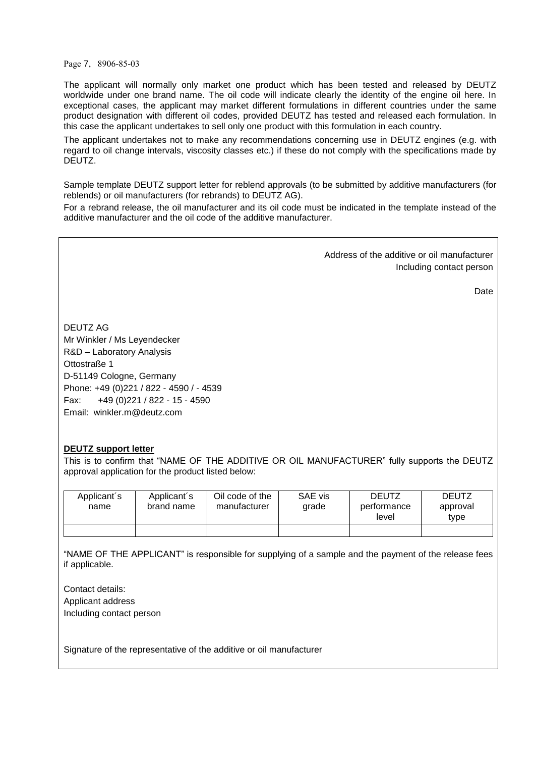The applicant will normally only market one product which has been tested and released by DEUTZ worldwide under one brand name. The oil code will indicate clearly the identity of the engine oil here. In exceptional cases, the applicant may market different formulations in different countries under the same product designation with different oil codes, provided DEUTZ has tested and released each formulation. In this case the applicant undertakes to sell only one product with this formulation in each country.

The applicant undertakes not to make any recommendations concerning use in DEUTZ engines (e.g. with regard to oil change intervals, viscosity classes etc.) if these do not comply with the specifications made by DEUTZ.

Sample template DEUTZ support letter for reblend approvals (to be submitted by additive manufacturers (for reblends) or oil manufacturers (for rebrands) to DEUTZ AG).

For a rebrand release, the oil manufacturer and its oil code must be indicated in the template instead of the additive manufacturer and the oil code of the additive manufacturer.

---

Address of the additive or oil manufacturer
Including contact person

Date

DEUTZ AG
Mr Winkler / Ms Leyendecker
R&D – Laboratory Analysis
Ottostraße 1
D-51149 Cologne, Germany
Phone: +49 (0)221 / 822 - 4590 / - 4539
Fax: +49 (0)221 / 822 - 15 - 4590
Email: winkler.m@deutz.com

**DEUTZ support letter**

This is to confirm that "NAME OF THE ADDITIVE OR OIL MANUFACTURER" fully supports the DEUTZ approval application for the product listed below:

| Applicant´s name | Applicant´s brand name | Oil code of the manufacturer | SAE vis grade | DEUTZ performance level | DEUTZ approval type |
|---|---|---|---|---|---|
| | | | | | |

"NAME OF THE APPLICANT" is responsible for supplying of a sample and the payment of the release fees if applicable.

Contact details:
Applicant address
Including contact person

Signature of the representative of the additive or oil manufacturer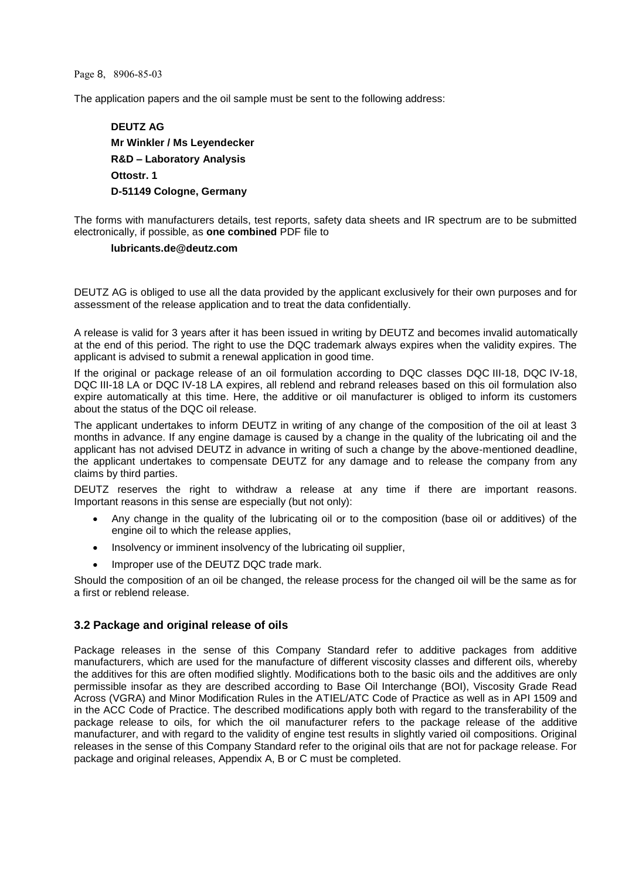The application papers and the oil sample must be sent to the following address:

**DEUTZ AG**
**Mr Winkler / Ms Leyendecker**
**R&D – Laboratory Analysis**
**Ottostr. 1**
**D-51149 Cologne, Germany**

The forms with manufacturers details, test reports, safety data sheets and IR spectrum are to be submitted electronically, if possible, as **one combined** PDF file to

**lubricants.de@deutz.com**

DEUTZ AG is obliged to use all the data provided by the applicant exclusively for their own purposes and for assessment of the release application and to treat the data confidentially.

A release is valid for 3 years after it has been issued in writing by DEUTZ and becomes invalid automatically at the end of this period. The right to use the DQC trademark always expires when the validity expires. The applicant is advised to submit a renewal application in good time.

If the original or package release of an oil formulation according to DQC classes DQC III-18, DQC IV-18, DQC III-18 LA or DQC IV-18 LA expires, all reblend and rebrand releases based on this oil formulation also expire automatically at this time. Here, the additive or oil manufacturer is obliged to inform its customers about the status of the DQC oil release.

The applicant undertakes to inform DEUTZ in writing of any change of the composition of the oil at least 3 months in advance. If any engine damage is caused by a change in the quality of the lubricating oil and the applicant has not advised DEUTZ in advance in writing of such a change by the above-mentioned deadline, the applicant undertakes to compensate DEUTZ for any damage and to release the company from any claims by third parties.

DEUTZ reserves the right to withdraw a release at any time if there are important reasons. Important reasons in this sense are especially (but not only):

- Any change in the quality of the lubricating oil or to the composition (base oil or additives) of the engine oil to which the release applies,
- Insolvency or imminent insolvency of the lubricating oil supplier,
- Improper use of the DEUTZ DQC trade mark.

Should the composition of an oil be changed, the release process for the changed oil will be the same as for a first or reblend release.

### 3.2 Package and original release of oils

Package releases in the sense of this Company Standard refer to additive packages from additive manufacturers, which are used for the manufacture of different viscosity classes and different oils, whereby the additives for this are often modified slightly. Modifications both to the basic oils and the additives are only permissible insofar as they are described according to Base Oil Interchange (BOI), Viscosity Grade Read Across (VGRA) and Minor Modification Rules in the ATIEL/ATC Code of Practice as well as in API 1509 and in the ACC Code of Practice. The described modifications apply both with regard to the transferability of the package release to oils, for which the oil manufacturer refers to the package release of the additive manufacturer, and with regard to the validity of engine test results in slightly varied oil compositions. Original releases in the sense of this Company Standard refer to the original oils that are not for package release. For package and original releases, Appendix A, B or C must be completed.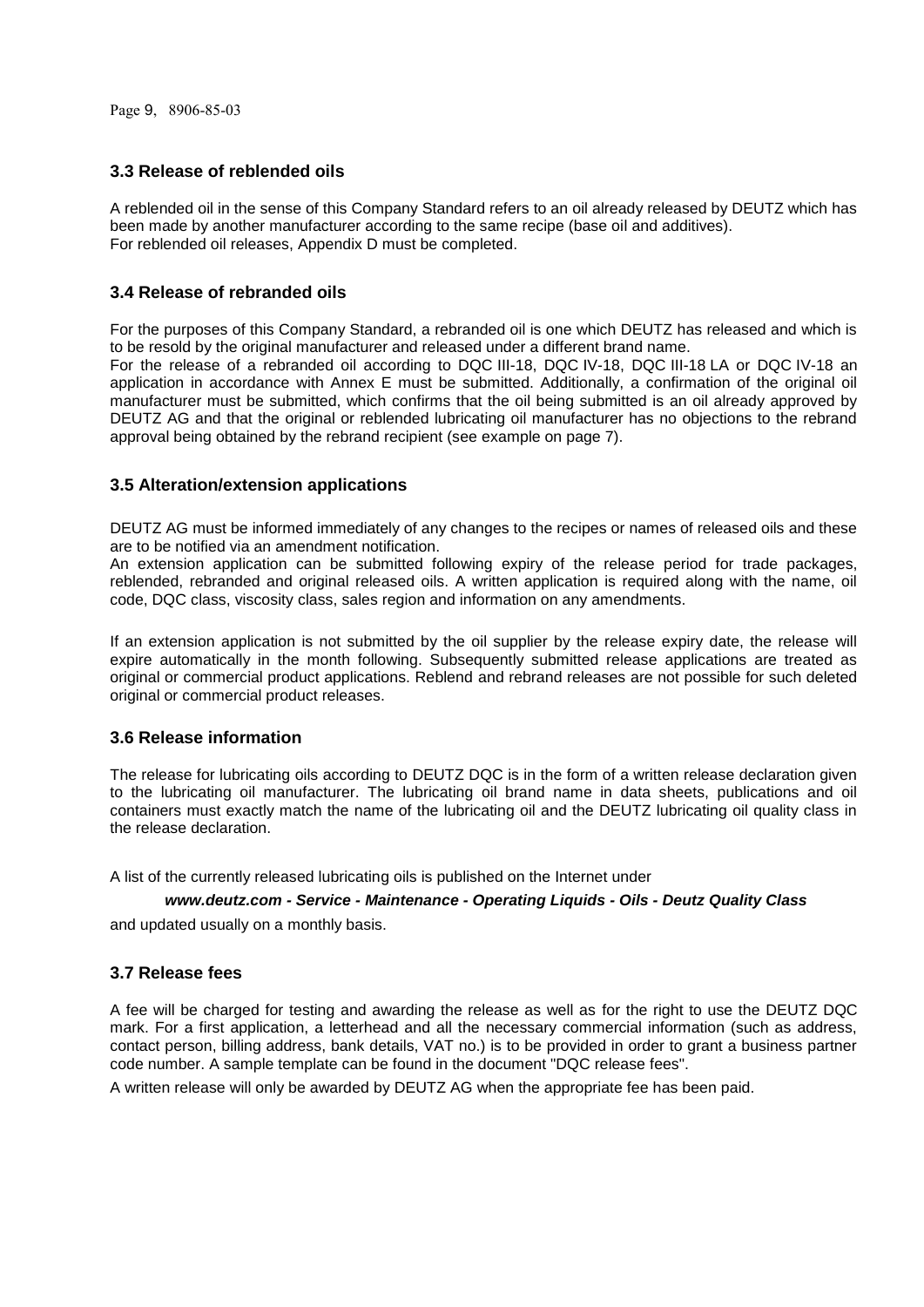### 3.3 Release of reblended oils

A reblended oil in the sense of this Company Standard refers to an oil already released by DEUTZ which has been made by another manufacturer according to the same recipe (base oil and additives).
For reblended oil releases, Appendix D must be completed.

### 3.4 Release of rebranded oils

For the purposes of this Company Standard, a rebranded oil is one which DEUTZ has released and which is to be resold by the original manufacturer and released under a different brand name.
For the release of a rebranded oil according to DQC III-18, DQC IV-18, DQC III-18 LA or DQC IV-18 an application in accordance with Annex E must be submitted. Additionally, a confirmation of the original oil manufacturer must be submitted, which confirms that the oil being submitted is an oil already approved by DEUTZ AG and that the original or reblended lubricating oil manufacturer has no objections to the rebrand approval being obtained by the rebrand recipient (see example on page 7).

### 3.5 Alteration/extension applications

DEUTZ AG must be informed immediately of any changes to the recipes or names of released oils and these are to be notified via an amendment notification.
An extension application can be submitted following expiry of the release period for trade packages, reblended, rebranded and original released oils. A written application is required along with the name, oil code, DQC class, viscosity class, sales region and information on any amendments.

If an extension application is not submitted by the oil supplier by the release expiry date, the release will expire automatically in the month following. Subsequently submitted release applications are treated as original or commercial product applications. Reblend and rebrand releases are not possible for such deleted original or commercial product releases.

### 3.6 Release information

The release for lubricating oils according to DEUTZ DQC is in the form of a written release declaration given to the lubricating oil manufacturer. The lubricating oil brand name in data sheets, publications and oil containers must exactly match the name of the lubricating oil and the DEUTZ lubricating oil quality class in the release declaration.

A list of the currently released lubricating oils is published on the Internet under

***www.deutz.com - Service - Maintenance - Operating Liquids - Oils - Deutz Quality Class***

and updated usually on a monthly basis.

### 3.7 Release fees

A fee will be charged for testing and awarding the release as well as for the right to use the DEUTZ DQC mark. For a first application, a letterhead and all the necessary commercial information (such as address, contact person, billing address, bank details, VAT no.) is to be provided in order to grant a business partner code number. A sample template can be found in the document "DQC release fees".

A written release will only be awarded by DEUTZ AG when the appropriate fee has been paid.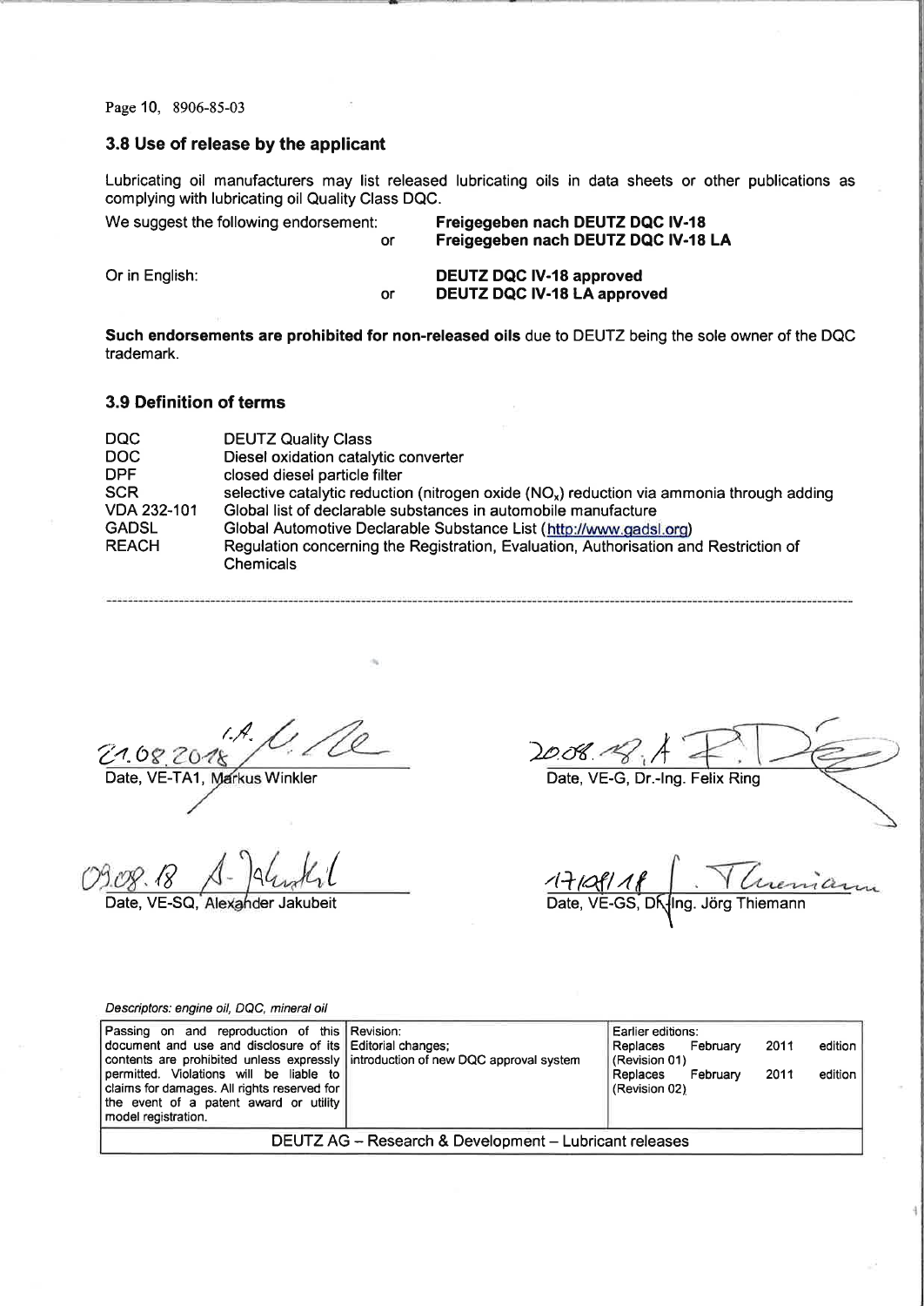## 3.8 Use of release by the applicant

Lubricating oil manufacturers may list released lubricating oils in data sheets or other publications as complying with lubricating oil Quality Class DQC.

We suggest the following endorsement: **Freigegeben nach DEUTZ DQC IV-18**
or **Freigegeben nach DEUTZ DQC IV-18 LA**

Or in English: **DEUTZ DQC IV-18 approved**
or **DEUTZ DQC IV-18 LA approved**

**Such endorsements are prohibited for non-released oils** due to DEUTZ being the sole owner of the DQC trademark.

## 3.9 Definition of terms

| | |
|---|---|
| DQC | DEUTZ Quality Class |
| DOC | Diesel oxidation catalytic converter |
| DPF | closed diesel particle filter |
| SCR | selective catalytic reduction (nitrogen oxide ($NO_x$) reduction via ammonia through adding |
| VDA 232-101 | Global list of declarable substances in automobile manufacture |
| GADSL | Global Automotive Declarable Substance List (http://www.gadsl.org) |
| REACH | Regulation concerning the Registration, Evaluation, Authorisation and Restriction of Chemicals |

---

21.08.2018 i.A.
Date, VE-TA1, Markus Winkler

20.08.18
Date, VE-G, Dr.-Ing. Felix Ring

09.08.18
Date, VE-SQ, Alexander Jakubeit

17/08/18
Date, VE-GS, Dr.-Ing. Jörg Thiemann

*Descriptors: engine oil, DQC, mineral oil*

| | | |
|---|---|---|
| Passing on and reproduction of this document and use and disclosure of its contents are prohibited unless expressly permitted. Violations will be liable to claims for damages. All rights reserved for the event of a patent award or utility model registration. | Revision: Editorial changes; introduction of new DQC approval system | Earlier editions: Replaces February 2011 edition (Revision 01) Replaces February 2011 edition (Revision 02) |

DEUTZ AG – Research & Development – Lubricant releases